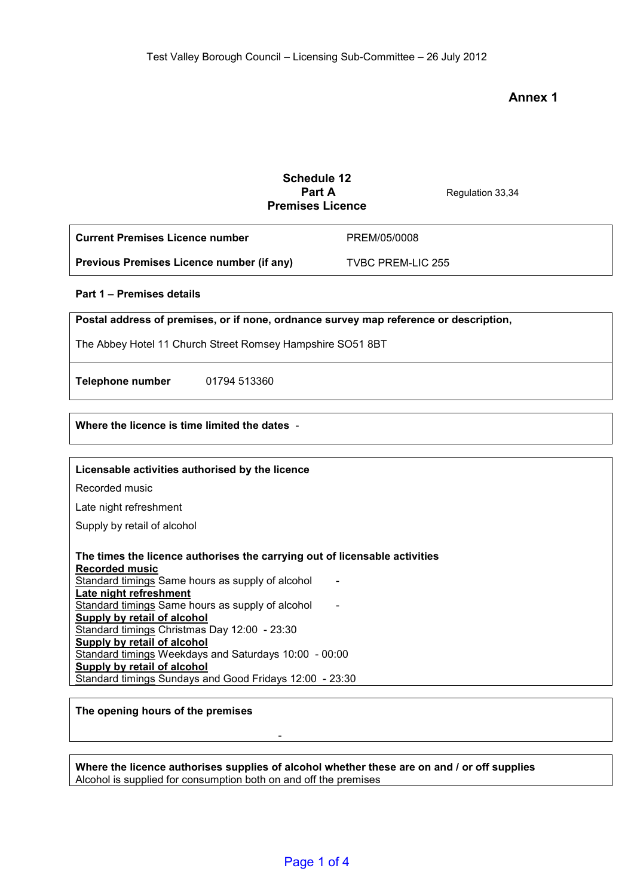Test Valley Borough Council – Licensing Sub-Committee – 26 July 2012

**Annex 1**

**Schedule 12**
**Part A**
**Premises Licence**

Regulation 33,34

| **Current Premises Licence number** | PREM/05/0008 |
|---|---|
| **Previous Premises Licence number (if any)** | TVBC PREM-LIC 255 |

**Part 1 – Premises details**

**Postal address of premises, or if none, ordnance survey map reference or description,**

The Abbey Hotel 11 Church Street Romsey Hampshire SO51 8BT

**Telephone number** 01794 513360

**Where the licence is time limited the dates** -

**Licensable activities authorised by the licence**

Recorded music

Late night refreshment

Supply by retail of alcohol

**The times the licence authorises the carrying out of licensable activities**

**Recorded music**
Standard timings Same hours as supply of alcohol -

**Late night refreshment**
Standard timings Same hours as supply of alcohol -

**Supply by retail of alcohol**
Standard timings Christmas Day 12:00 - 23:30

**Supply by retail of alcohol**
Standard timings Weekdays and Saturdays 10:00 - 00:00

**Supply by retail of alcohol**
Standard timings Sundays and Good Fridays 12:00 - 23:30

**The opening hours of the premises**

-

**Where the licence authorises supplies of alcohol whether these are on and / or off supplies**
Alcohol is supplied for consumption both on and off the premises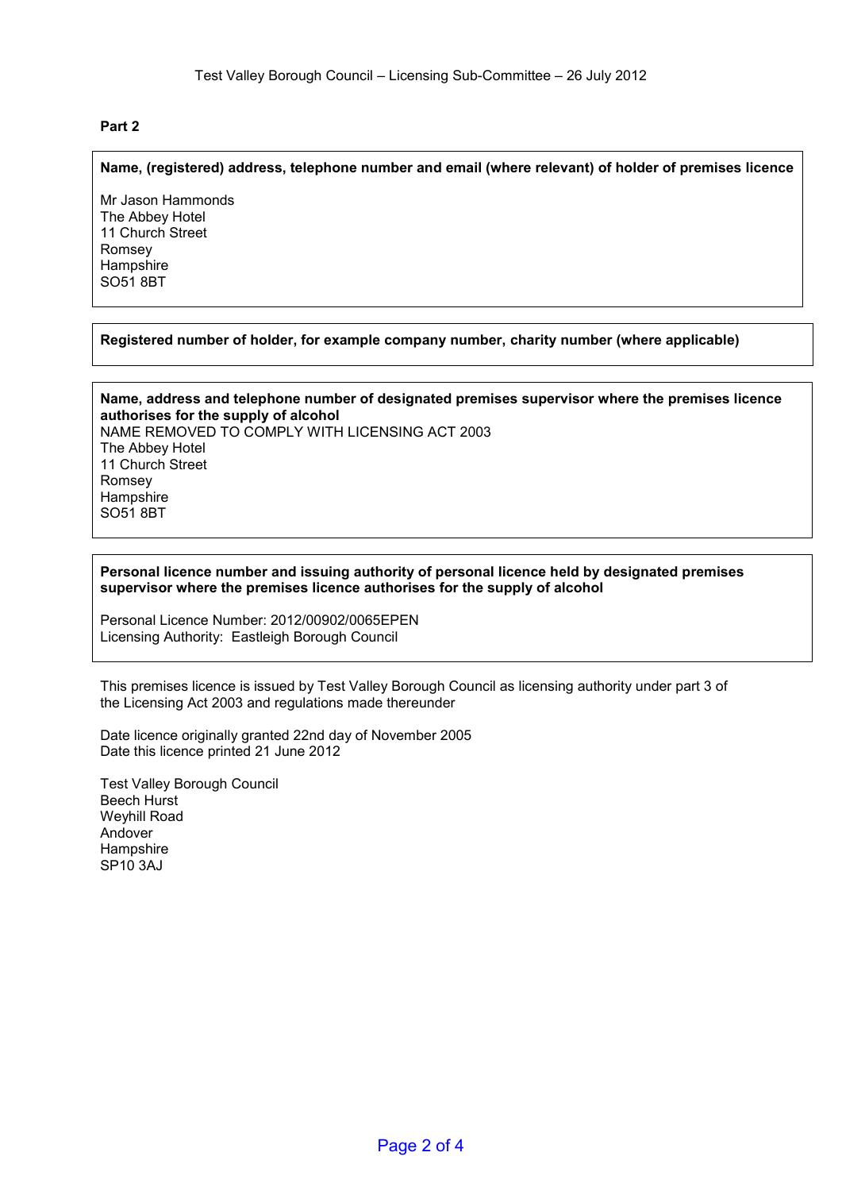**Part 2**

**Name, (registered) address, telephone number and email (where relevant) of holder of premises licence**

Mr Jason Hammonds
The Abbey Hotel
11 Church Street
Romsey
Hampshire
SO51 8BT

**Registered number of holder, for example company number, charity number (where applicable)**

**Name, address and telephone number of designated premises supervisor where the premises licence authorises for the supply of alcohol**

NAME REMOVED TO COMPLY WITH LICENSING ACT 2003
The Abbey Hotel
11 Church Street
Romsey
Hampshire
SO51 8BT

**Personal licence number and issuing authority of personal licence held by designated premises supervisor where the premises licence authorises for the supply of alcohol**

Personal Licence Number: 2012/00902/0065EPEN
Licensing Authority: Eastleigh Borough Council

This premises licence is issued by Test Valley Borough Council as licensing authority under part 3 of the Licensing Act 2003 and regulations made thereunder

Date licence originally granted 22nd day of November 2005
Date this licence printed 21 June 2012

Test Valley Borough Council
Beech Hurst
Weyhill Road
Andover
Hampshire
SP10 3AJ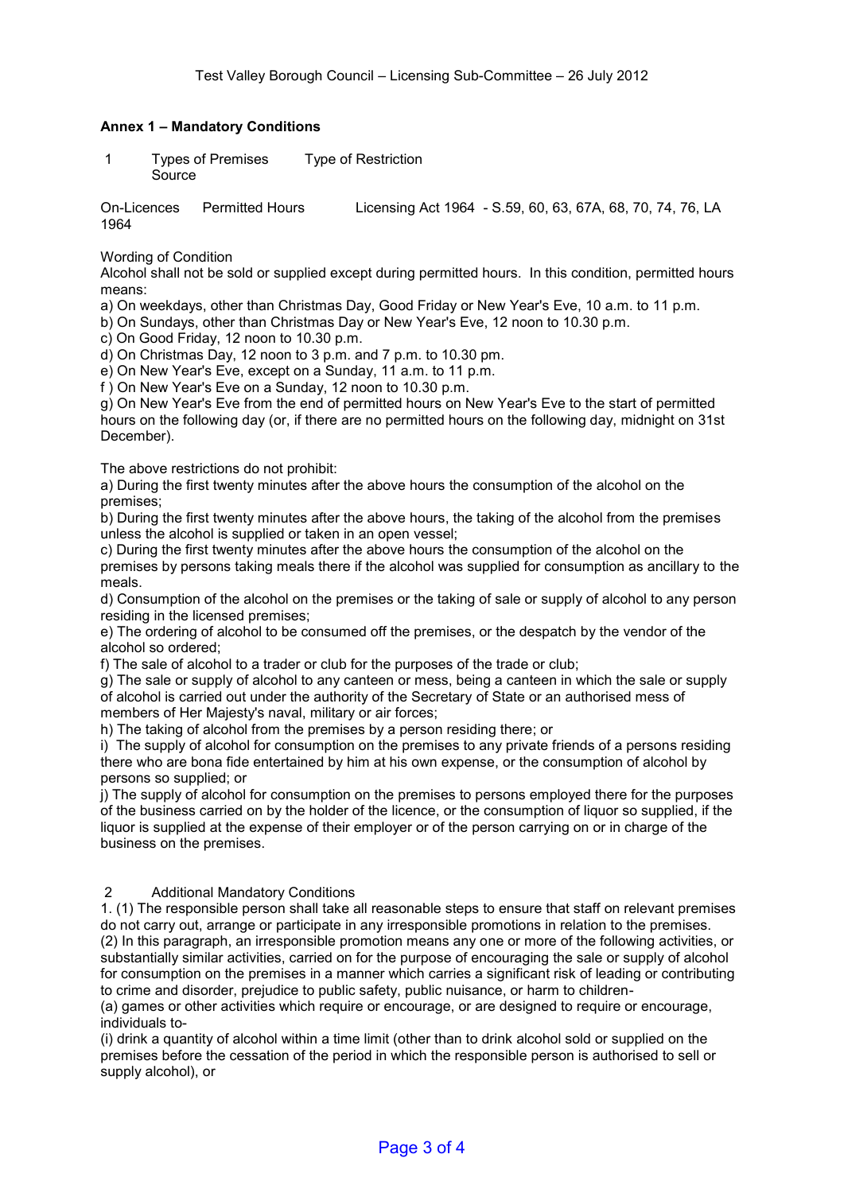### Annex 1 – Mandatory Conditions

| 1 | Types of Premises | Type of Restriction | Source |
|---|---|---|---|
| | On-Licences | Permitted Hours | Licensing Act 1964 - S.59, 60, 63, 67A, 68, 70, 74, 76, LA 1964 |

Wording of Condition

Alcohol shall not be sold or supplied except during permitted hours. In this condition, permitted hours means:

a) On weekdays, other than Christmas Day, Good Friday or New Year's Eve, 10 a.m. to 11 p.m.
b) On Sundays, other than Christmas Day or New Year's Eve, 12 noon to 10.30 p.m.
c) On Good Friday, 12 noon to 10.30 p.m.
d) On Christmas Day, 12 noon to 3 p.m. and 7 p.m. to 10.30 pm.
e) On New Year's Eve, except on a Sunday, 11 a.m. to 11 p.m.
f ) On New Year's Eve on a Sunday, 12 noon to 10.30 p.m.
g) On New Year's Eve from the end of permitted hours on New Year's Eve to the start of permitted hours on the following day (or, if there are no permitted hours on the following day, midnight on 31st December).

The above restrictions do not prohibit:

a) During the first twenty minutes after the above hours the consumption of the alcohol on the premises;
b) During the first twenty minutes after the above hours, the taking of the alcohol from the premises unless the alcohol is supplied or taken in an open vessel;
c) During the first twenty minutes after the above hours the consumption of the alcohol on the premises by persons taking meals there if the alcohol was supplied for consumption as ancillary to the meals.
d) Consumption of the alcohol on the premises or the taking of sale or supply of alcohol to any person residing in the licensed premises;
e) The ordering of alcohol to be consumed off the premises, or the despatch by the vendor of the alcohol so ordered;
f) The sale of alcohol to a trader or club for the purposes of the trade or club;
g) The sale or supply of alcohol to any canteen or mess, being a canteen in which the sale or supply of alcohol is carried out under the authority of the Secretary of State or an authorised mess of members of Her Majesty's naval, military or air forces;
h) The taking of alcohol from the premises by a person residing there; or
i) The supply of alcohol for consumption on the premises to any private friends of a persons residing there who are bona fide entertained by him at his own expense, or the consumption of alcohol by persons so supplied; or
j) The supply of alcohol for consumption on the premises to persons employed there for the purposes of the business carried on by the holder of the licence, or the consumption of liquor so supplied, if the liquor is supplied at the expense of their employer or of the person carrying on or in charge of the business on the premises.

2 Additional Mandatory Conditions

1. (1) The responsible person shall take all reasonable steps to ensure that staff on relevant premises do not carry out, arrange or participate in any irresponsible promotions in relation to the premises.
(2) In this paragraph, an irresponsible promotion means any one or more of the following activities, or substantially similar activities, carried on for the purpose of encouraging the sale or supply of alcohol for consumption on the premises in a manner which carries a significant risk of leading or contributing to crime and disorder, prejudice to public safety, public nuisance, or harm to children-
(a) games or other activities which require or encourage, or are designed to require or encourage, individuals to-
(i) drink a quantity of alcohol within a time limit (other than to drink alcohol sold or supplied on the premises before the cessation of the period in which the responsible person is authorised to sell or supply alcohol), or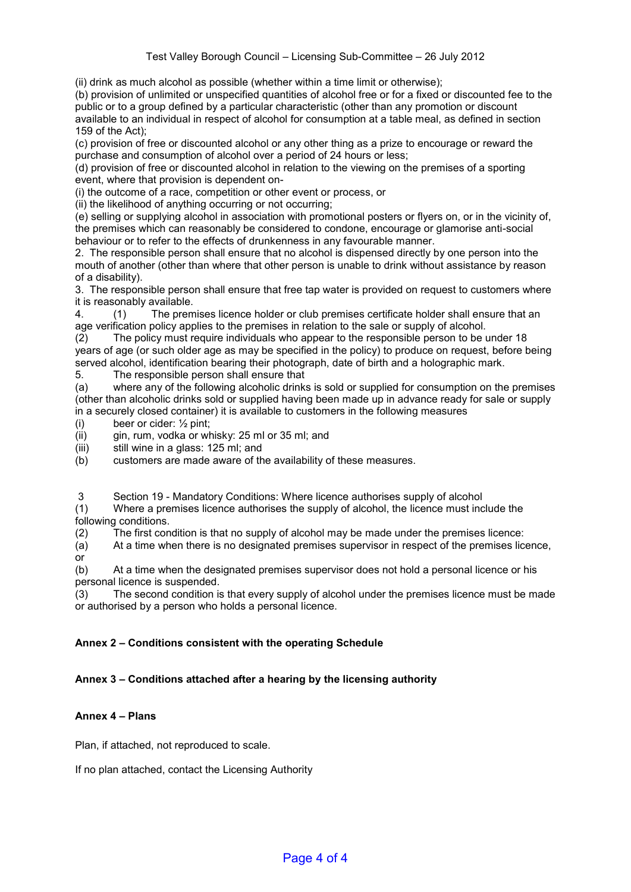(ii) drink as much alcohol as possible (whether within a time limit or otherwise);

(b) provision of unlimited or unspecified quantities of alcohol free or for a fixed or discounted fee to the public or to a group defined by a particular characteristic (other than any promotion or discount available to an individual in respect of alcohol for consumption at a table meal, as defined in section 159 of the Act);

(c) provision of free or discounted alcohol or any other thing as a prize to encourage or reward the purchase and consumption of alcohol over a period of 24 hours or less;

(d) provision of free or discounted alcohol in relation to the viewing on the premises of a sporting event, where that provision is dependent on-

(i) the outcome of a race, competition or other event or process, or

(ii) the likelihood of anything occurring or not occurring;

(e) selling or supplying alcohol in association with promotional posters or flyers on, or in the vicinity of, the premises which can reasonably be considered to condone, encourage or glamorise anti-social behaviour or to refer to the effects of drunkenness in any favourable manner.

2. The responsible person shall ensure that no alcohol is dispensed directly by one person into the mouth of another (other than where that other person is unable to drink without assistance by reason of a disability).

3. The responsible person shall ensure that free tap water is provided on request to customers where it is reasonably available.

4. (1) The premises licence holder or club premises certificate holder shall ensure that an age verification policy applies to the premises in relation to the sale or supply of alcohol.

(2) The policy must require individuals who appear to the responsible person to be under 18 years of age (or such older age as may be specified in the policy) to produce on request, before being served alcohol, identification bearing their photograph, date of birth and a holographic mark.

5. The responsible person shall ensure that

(a) where any of the following alcoholic drinks is sold or supplied for consumption on the premises (other than alcoholic drinks sold or supplied having been made up in advance ready for sale or supply in a securely closed container) it is available to customers in the following measures

(i) beer or cider: ½ pint;

(ii) gin, rum, vodka or whisky: 25 ml or 35 ml; and

(iii) still wine in a glass: 125 ml; and

(b) customers are made aware of the availability of these measures.

3 Section 19 - Mandatory Conditions: Where licence authorises supply of alcohol

(1) Where a premises licence authorises the supply of alcohol, the licence must include the following conditions.

(2) The first condition is that no supply of alcohol may be made under the premises licence:

(a) At a time when there is no designated premises supervisor in respect of the premises licence, or

(b) At a time when the designated premises supervisor does not hold a personal licence or his personal licence is suspended.

(3) The second condition is that every supply of alcohol under the premises licence must be made or authorised by a person who holds a personal licence.

**Annex 2 – Conditions consistent with the operating Schedule**

**Annex 3 – Conditions attached after a hearing by the licensing authority**

**Annex 4 – Plans**

Plan, if attached, not reproduced to scale.

If no plan attached, contact the Licensing Authority